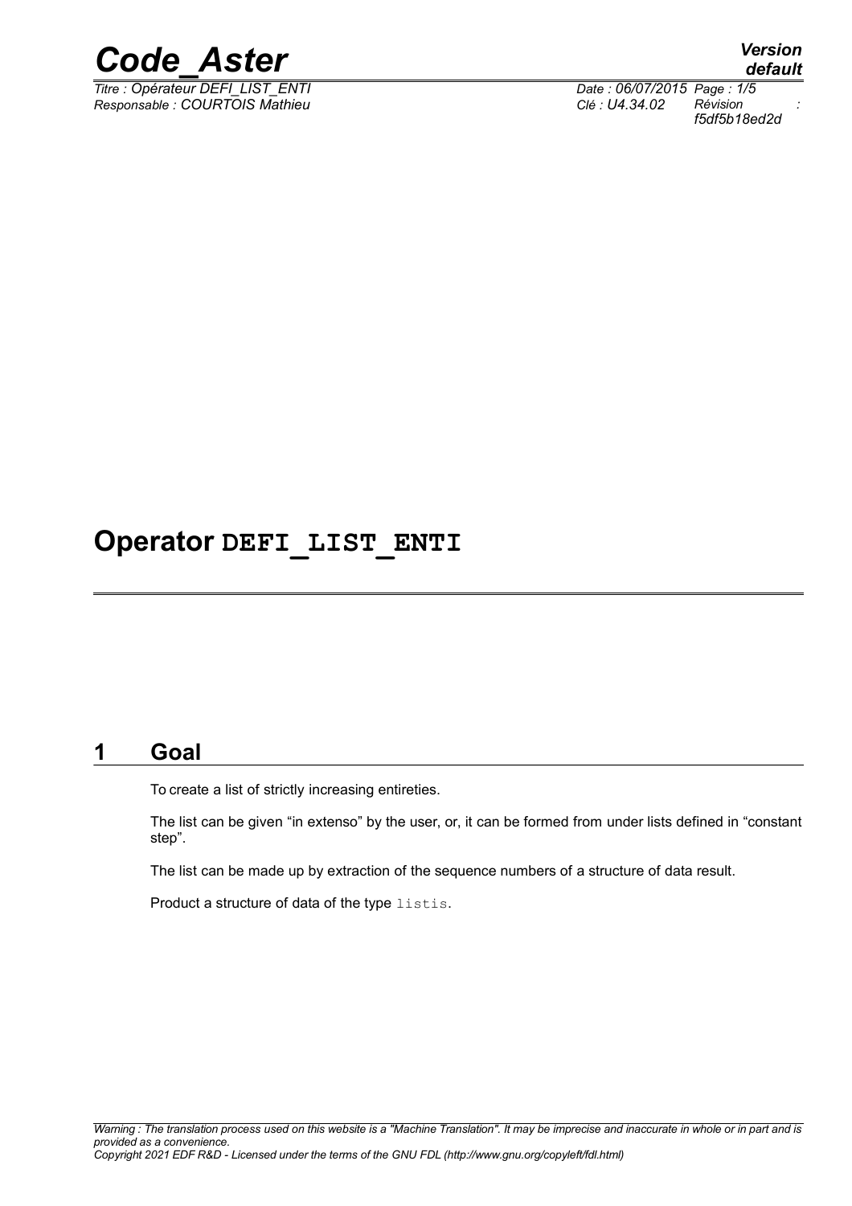# Operator DEFI_LIST_ENTI

## 1 Goal

To create a list of strictly increasing entireties.

The list can be given "in extenso" by the user, or, it can be formed from under lists defined in "constant step".

The list can be made up by extraction of the sequence numbers of a structure of data result.

Product a structure of data of the type listis.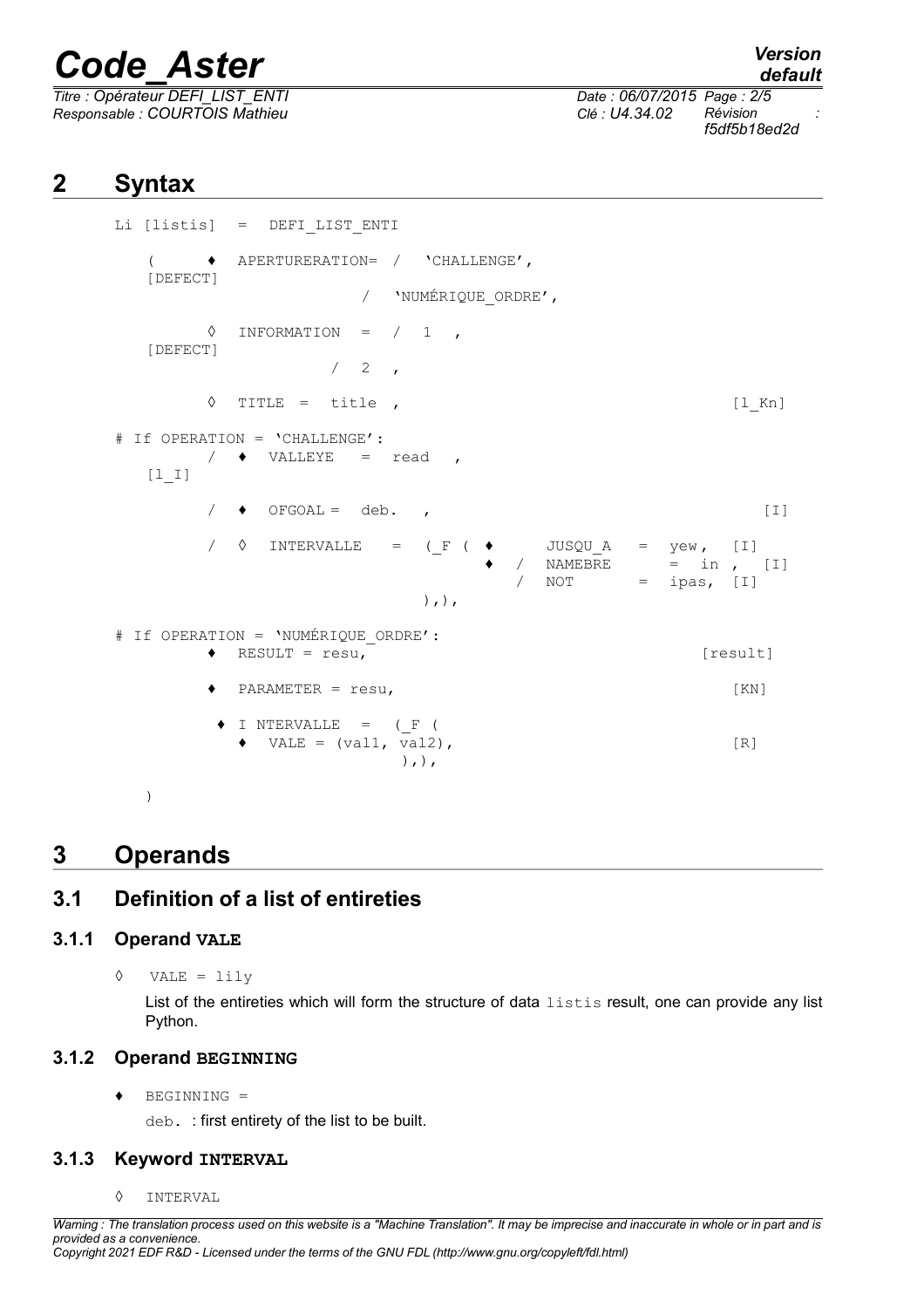## 2 Syntax

```
Li [listis]  =  DEFI_LIST_ENTI

    (     ♦  APERTURERATION= /  'CHALLENGE',
    [DEFECT]
                        /  'NUMÉRIQUE_ORDRE',

          ◊  INFORMATION  =  /  1  ,
    [DEFECT]
                     /  2  ,

          ◊  TITLE  =  title  ,                                    [l_Kn]

# If OPERATION = 'CHALLENGE':
          /  ♦  VALLEYE   =  read   ,
    [l_I]

          /  ♦  OFGOAL =  deb.   ,                                 [I]

          /  ◊  INTERVALLE   =  (_F ( ♦      JUSQU_A   =  yew,  [I]
                                        ♦  /  NAMEBRE      =  in ,  [I]
                                           /  NOT       =  ipas,  [I]
                               ),),

# If OPERATION = 'NUMÉRIQUE_ORDRE':
          ♦  RESULT = resu,                                     [result]

          ♦  PARAMETER = resu,                                     [KN]

           ♦ I NTERVALLE   =  (_F (
             ♦  VALE = (val1, val2),                               [R]
                               ),),

    )
```

## 3 Operands

### 3.1 Definition of a list of entireties

#### 3.1.1 Operand VALE

◊ VALE = lily

List of the entireties which will form the structure of data listis result, one can provide any list Python.

#### 3.1.2 Operand BEGINNING

♦ BEGINNING =

deb. : first entirety of the list to be built.

#### 3.1.3 Keyword INTERVAL

◊ INTERVAL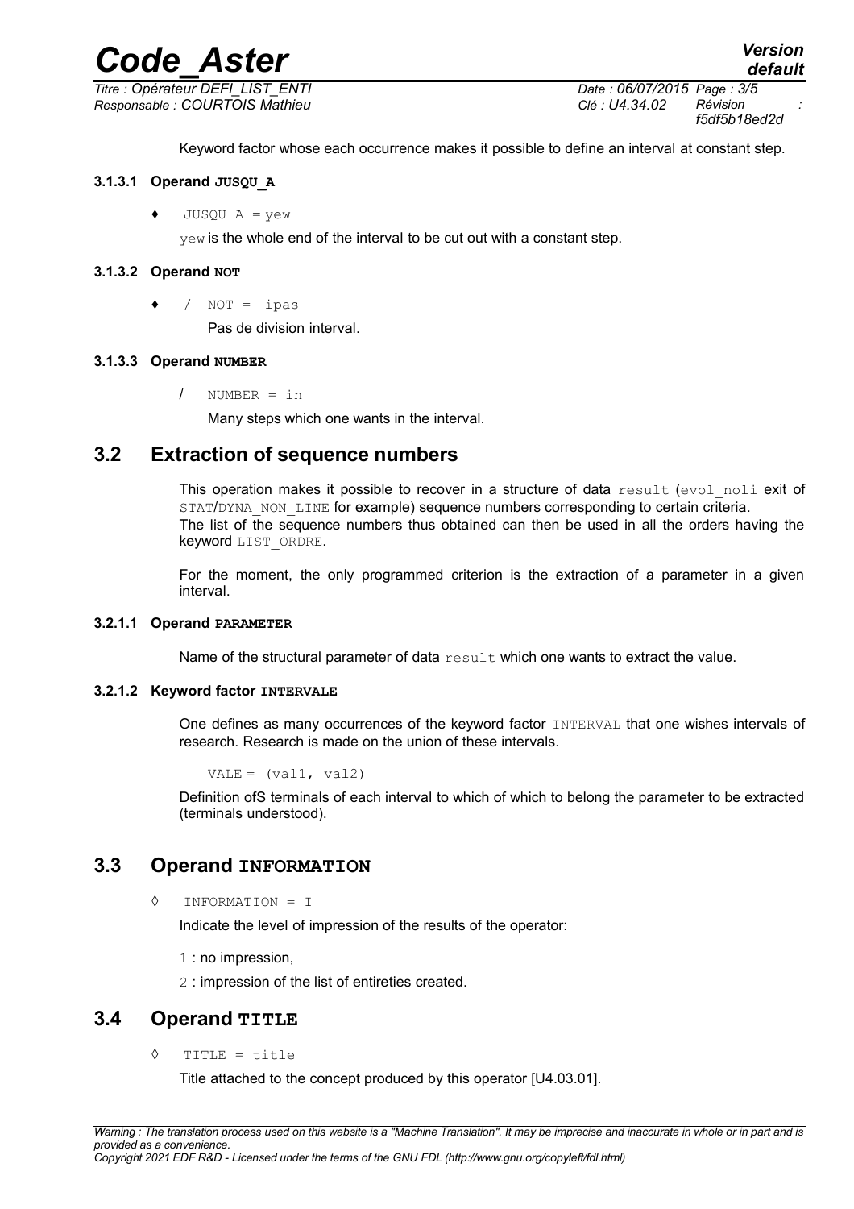Keyword factor whose each occurrence makes it possible to define an interval at constant step.

#### 3.1.3.1 Operand JUSQU_A

♦ `JUSQU_A = yew`

`yew` is the whole end of the interval to be cut out with a constant step.

#### 3.1.3.2 Operand NOT

♦ / `NOT = ipas`

Pas de division interval.

#### 3.1.3.3 Operand NUMBER

/ `NUMBER = in`

Many steps which one wants in the interval.

## 3.2 Extraction of sequence numbers

This operation makes it possible to recover in a structure of data `result` (`evol_noli` exit of `STAT`/`DYNA_NON_LINE` for example) sequence numbers corresponding to certain criteria.
The list of the sequence numbers thus obtained can then be used in all the orders having the keyword `LIST_ORDRE`.

For the moment, the only programmed criterion is the extraction of a parameter in a given interval.

#### 3.2.1.1 Operand PARAMETER

Name of the structural parameter of data `result` which one wants to extract the value.

#### 3.2.1.2 Keyword factor INTERVALE

One defines as many occurrences of the keyword factor `INTERVAL` that one wishes intervals of research. Research is made on the union of these intervals.

```
VALE = (val1, val2)
```

Definition ofS terminals of each interval to which of which to belong the parameter to be extracted (terminals understood).

## 3.3 Operand INFORMATION

◊ `INFORMATION = I`

Indicate the level of impression of the results of the operator:

`1` : no impression,

`2` : impression of the list of entireties created.

## 3.4 Operand TITLE

◊ `TITLE = title`

Title attached to the concept produced by this operator [U4.03.01].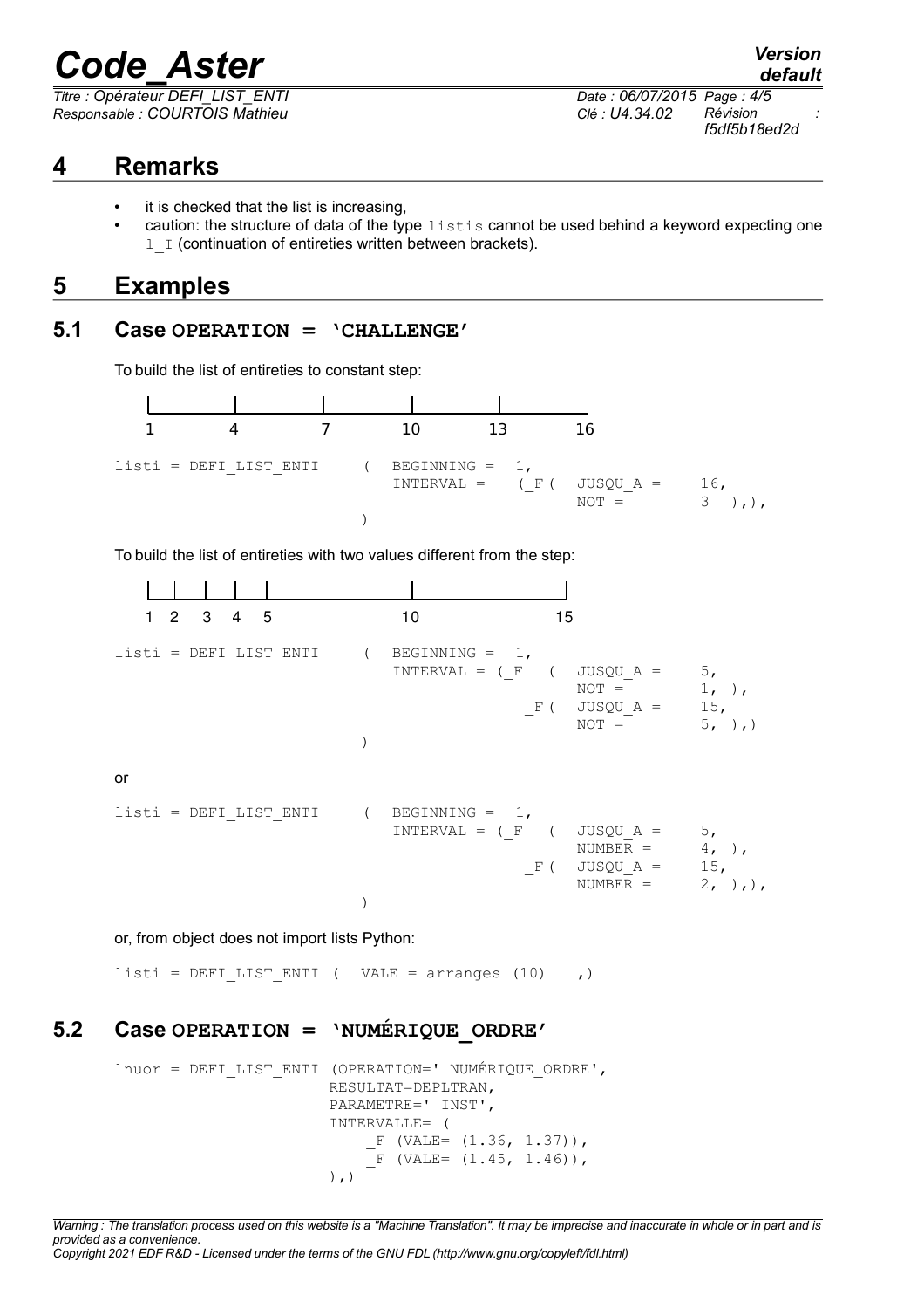# 4 Remarks

- it is checked that the list is increasing,
- caution: the structure of data of the type `listis` cannot be used behind a keyword expecting one `l_I` (continuation of entireties written between brackets).

# 5 Examples

## 5.1 Case OPERATION = 'CHALLENGE'

To build the list of entireties to constant step:

```
1        4        7        10       13       16
```

```
listi = DEFI_LIST_ENTI    (  BEGINNING =  1,
                             INTERVAL =   (_F (  JUSQU_A =    16,
                                                 NOT =        3  ),),
                          )
```

To build the list of entireties with two values different from the step:

```
1  2  3  4  5              10              15
```

```
listi = DEFI_LIST_ENTI    (  BEGINNING =  1,
                             INTERVAL = (_F   (  JUSQU_A =    5,
                                                 NOT =        1, ),
                                         _F (    JUSQU_A =    15,
                                                 NOT =        5, ),)
                          )
```

or

```
listi = DEFI_LIST_ENTI    (  BEGINNING =  1,
                             INTERVAL = (_F   (  JUSQU_A =    5,
                                                 NUMBER =     4, ),
                                         _F (    JUSQU_A =    15,
                                                 NUMBER =     2, ),),
                          )
```

or, from object does not import lists Python:

```
listi = DEFI_LIST_ENTI (  VALE = arranges (10)   ,)
```

## 5.2 Case OPERATION = 'NUMÉRIQUE_ORDRE'

```
lnuor = DEFI_LIST_ENTI (OPERATION=' NUMÉRIQUE_ORDRE',
                        RESULTAT=DEPLTRAN,
                        PARAMETRE=' INST',
                        INTERVALLE= (
                            _F (VALE= (1.36, 1.37)),
                            _F (VALE= (1.45, 1.46)),
                        ),)
```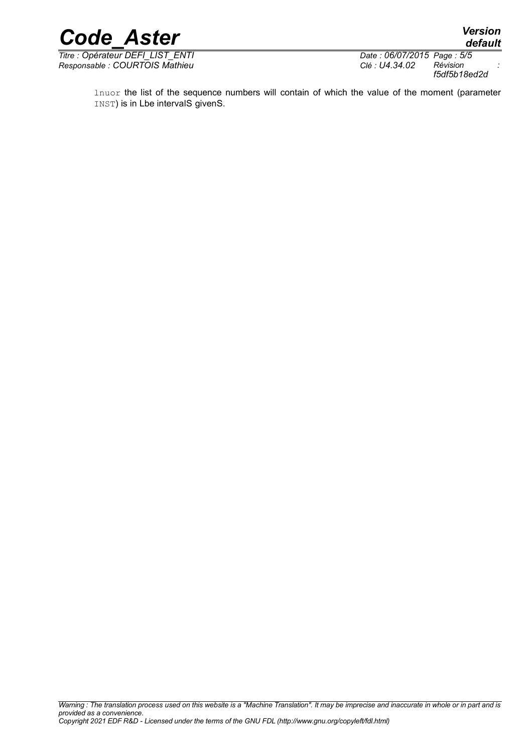lnuor the list of the sequence numbers will contain of which the value of the moment (parameter INST) is in Lbe intervalS givenS.